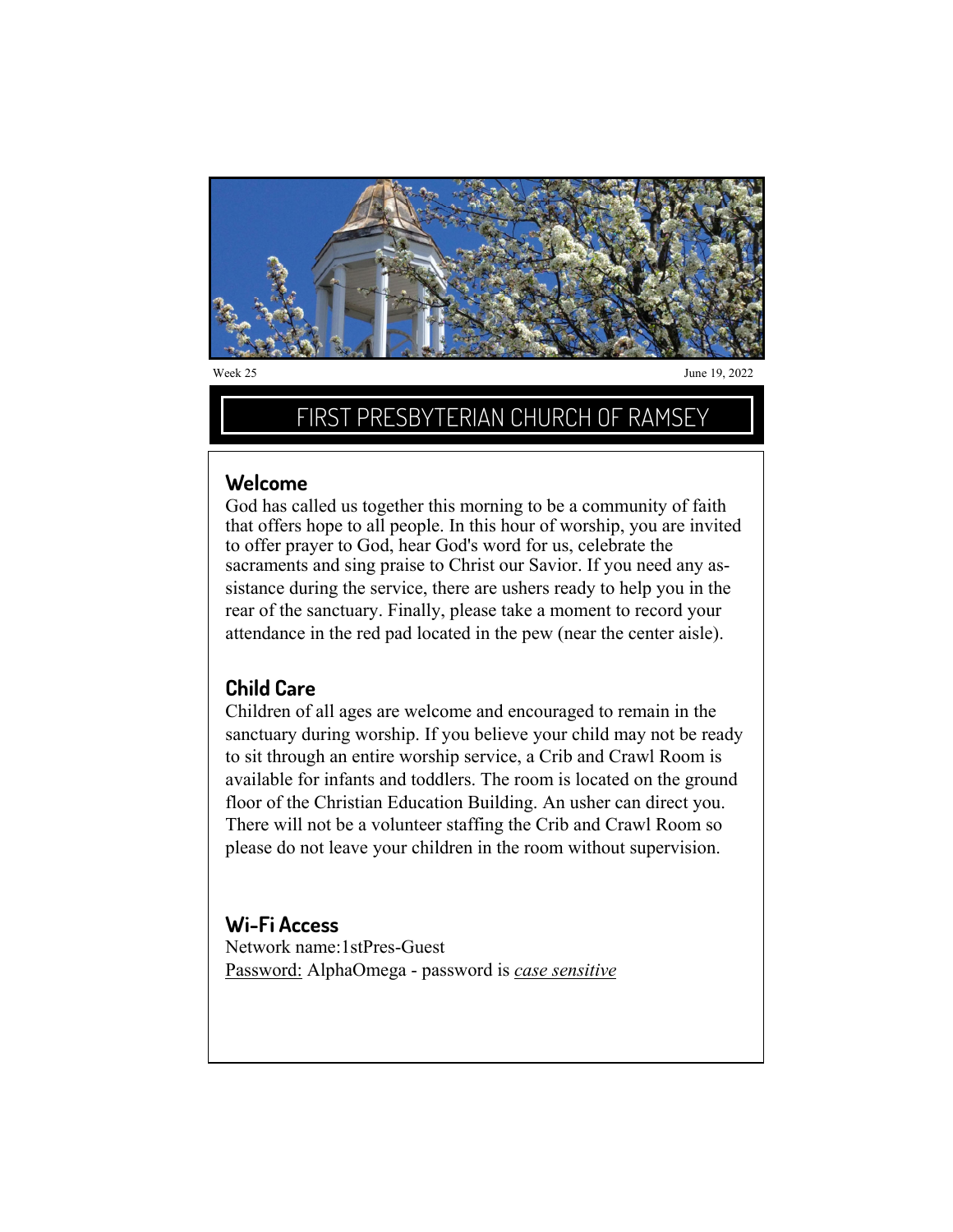Week 25 June 19, 2022

# FIRST PRESBYTERIAN CHURCH OF RAMSEY

## Welcome

God has called us together this morning to be a community of faith that offers hope to all people. In this hour of worship, you are invited to offer prayer to God, hear God's word for us, celebrate the sacraments and sing praise to Christ our Savior. If you need any assistance during the service, there are ushers ready to help you in the rear of the sanctuary. Finally, please take a moment to record your attendance in the red pad located in the pew (near the center aisle).

## Child Care

Children of all ages are welcome and encouraged to remain in the sanctuary during worship. If you believe your child may not be ready to sit through an entire worship service, a Crib and Crawl Room is available for infants and toddlers. The room is located on the ground floor of the Christian Education Building. An usher can direct you. There will not be a volunteer staffing the Crib and Crawl Room so please do not leave your children in the room without supervision.

## Wi-Fi Access

Network name:1stPres-Guest
<u>Password:</u> AlphaOmega - password is <u>*case sensitive*</u>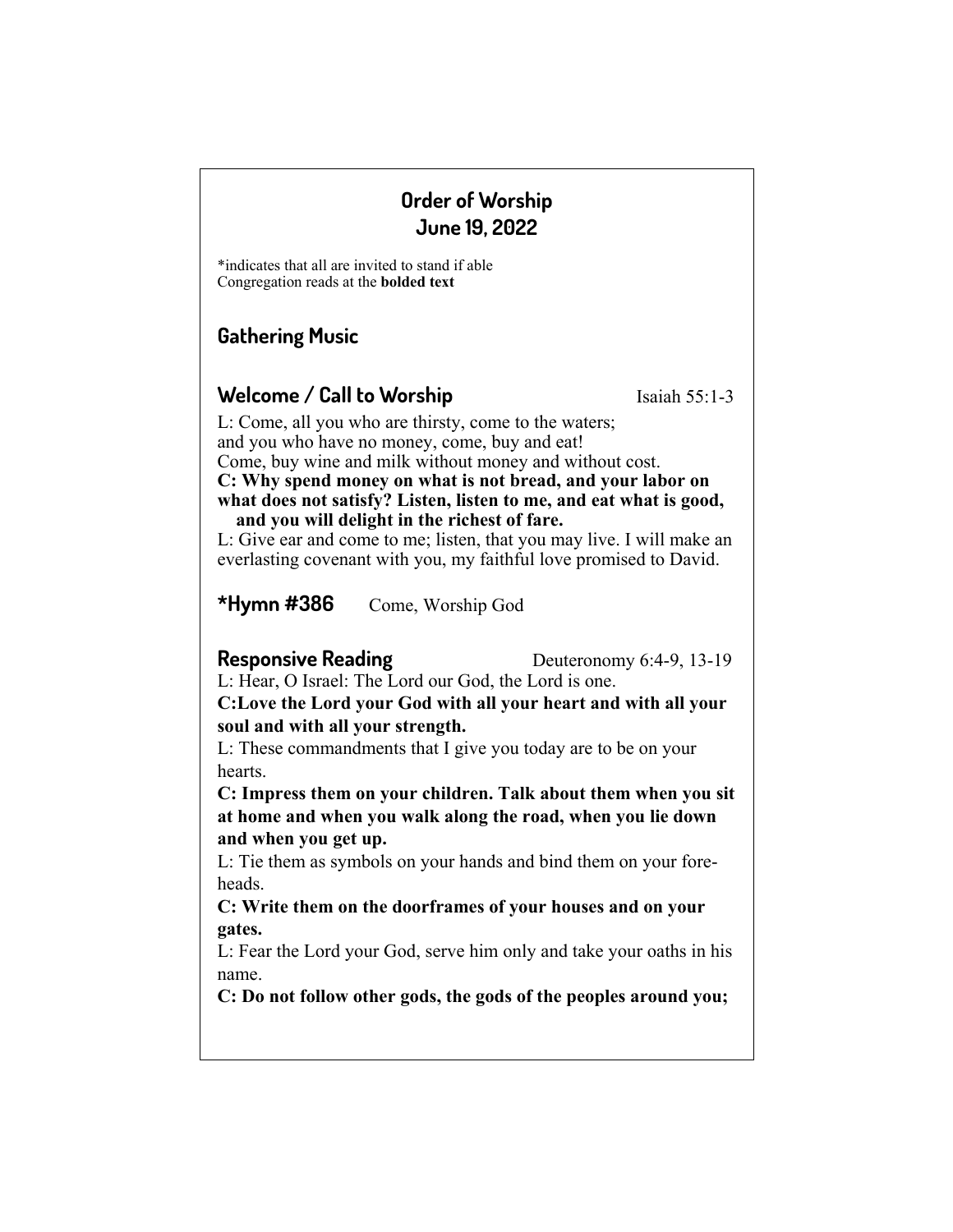# Order of Worship
# June 19, 2022

*indicates that all are invited to stand if able
Congregation reads at the **bolded text**

## Gathering Music

## Welcome / Call to Worship

Isaiah 55:1-3

L: Come, all you who are thirsty, come to the waters;
and you who have no money, come, buy and eat!
Come, buy wine and milk without money and without cost.
**C: Why spend money on what is not bread, and your labor on what does not satisfy? Listen, listen to me, and eat what is good, and you will delight in the richest of fare.**
L: Give ear and come to me; listen, that you may live. I will make an everlasting covenant with you, my faithful love promised to David.

## *Hymn #386

Come, Worship God

## Responsive Reading

Deuteronomy 6:4-9, 13-19

L: Hear, O Israel: The Lord our God, the Lord is one.
**C:Love the Lord your God with all your heart and with all your soul and with all your strength.**
L: These commandments that I give you today are to be on your hearts.
**C: Impress them on your children. Talk about them when you sit at home and when you walk along the road, when you lie down and when you get up.**
L: Tie them as symbols on your hands and bind them on your fore-heads.
**C: Write them on the doorframes of your houses and on your gates.**
L: Fear the Lord your God, serve him only and take your oaths in his name.
**C: Do not follow other gods, the gods of the peoples around you;**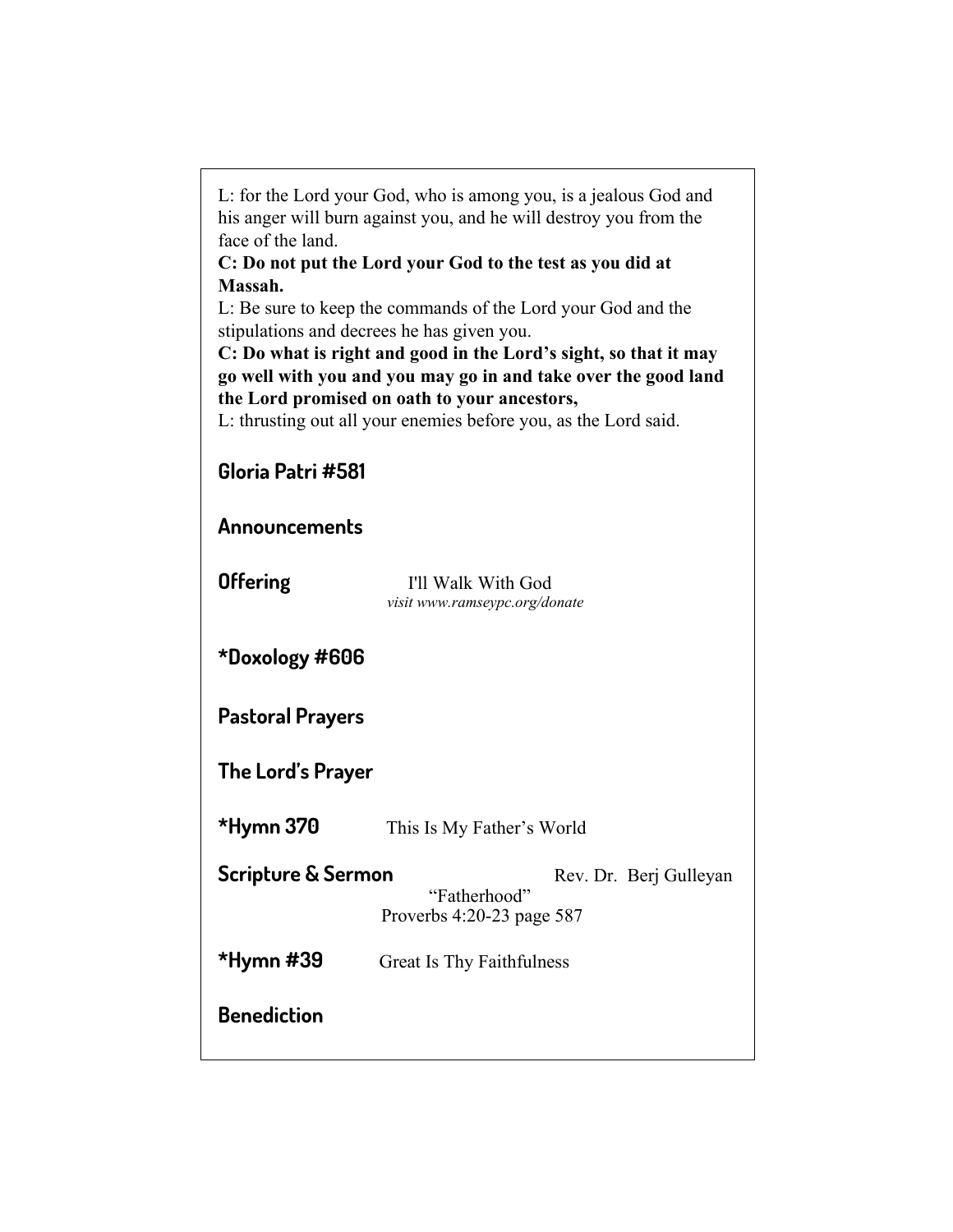L: for the Lord your God, who is among you, is a jealous God and his anger will burn against you, and he will destroy you from the face of the land.

**C: Do not put the Lord your God to the test as you did at Massah.**

L: Be sure to keep the commands of the Lord your God and the stipulations and decrees he has given you.

**C: Do what is right and good in the Lord's sight, so that it may go well with you and you may go in and take over the good land the Lord promised on oath to your ancestors,**

L: thrusting out all your enemies before you, as the Lord said.

**Gloria Patri #581**

**Announcements**

**Offering** I'll Walk With God
*visit www.ramseypc.org/donate*

**\*Doxology #606**

**Pastoral Prayers**

**The Lord's Prayer**

**\*Hymn 370** This Is My Father's World

**Scripture & Sermon** Rev. Dr. Berj Gulleyan
"Fatherhood"
Proverbs 4:20-23 page 587

**\*Hymn #39** Great Is Thy Faithfulness

**Benediction**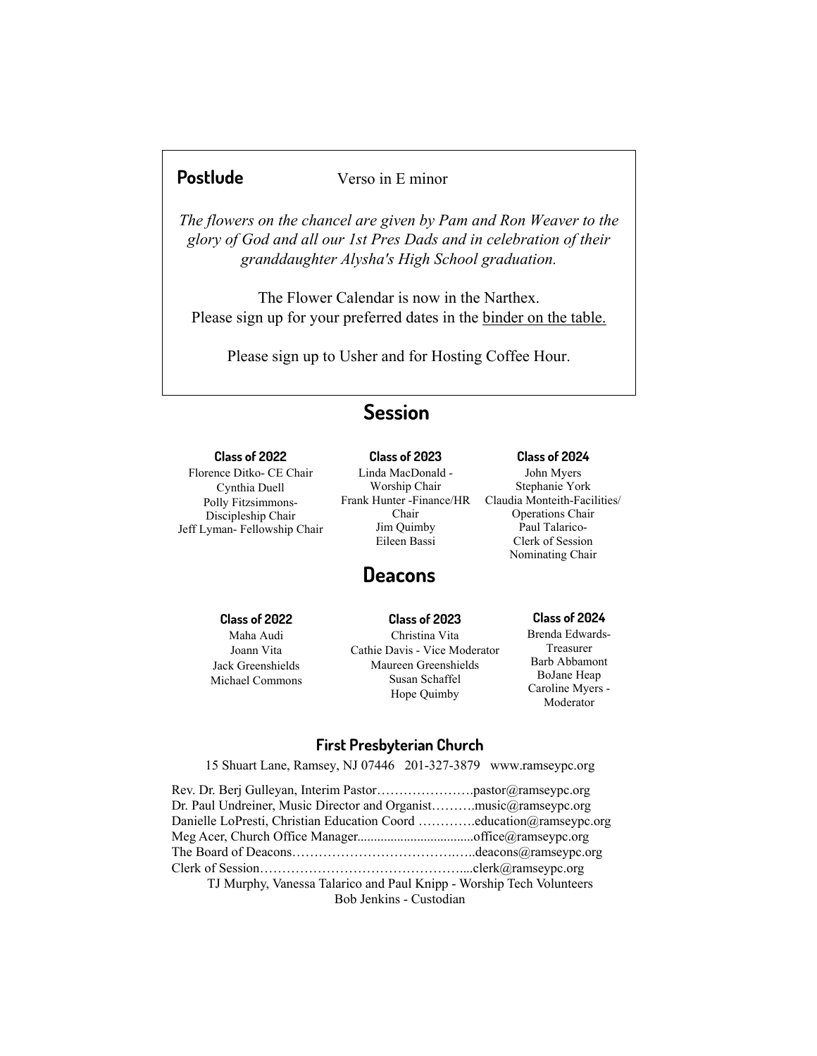**Postlude** Verso in E minor

*The flowers on the chancel are given by Pam and Ron Weaver to the glory of God and all our 1st Pres Dads and in celebration of their granddaughter Alysha's High School graduation.*

The Flower Calendar is now in the Narthex.
Please sign up for your preferred dates in the binder on the table.

Please sign up to Usher and for Hosting Coffee Hour.

## Session

| Class of 2022 | Class of 2023 | Class of 2024 |
|---|---|---|
| Florence Ditko- CE Chair | Linda MacDonald - Worship Chair | John Myers |
| Cynthia Duell | Frank Hunter -Finance/HR Chair | Stephanie York |
| Polly Fitzsimmons- Discipleship Chair | Jim Quimby | Claudia Monteith-Facilities/ Operations Chair |
| Jeff Lyman- Fellowship Chair | Eileen Bassi | Paul Talarico- Clerk of Session Nominating Chair |

## Deacons

| Class of 2022 | Class of 2023 | Class of 2024 |
|---|---|---|
| Maha Audi | Christina Vita | Brenda Edwards- Treasurer |
| Joann Vita | Cathie Davis - Vice Moderator | Barb Abbamont |
| Jack Greenshields | Maureen Greenshields | BoJane Heap |
| Michael Commons | Susan Schaffel | Caroline Myers - Moderator |
| | Hope Quimby | |

### First Presbyterian Church

15 Shuart Lane, Ramsey, NJ 07446 201-327-3879 www.ramseypc.org

Rev. Dr. Berj Gulleyan, Interim Pastor………………….pastor@ramseypc.org
Dr. Paul Undreiner, Music Director and Organist……….music@ramseypc.org
Danielle LoPresti, Christian Education Coord ………….education@ramseypc.org
Meg Acer, Church Office Manager...................................office@ramseypc.org
The Board of Deacons………………………………..…..deacons@ramseypc.org
Clerk of Session………………………………………....clerk@ramseypc.org
TJ Murphy, Vanessa Talarico and Paul Knipp - Worship Tech Volunteers
Bob Jenkins - Custodian